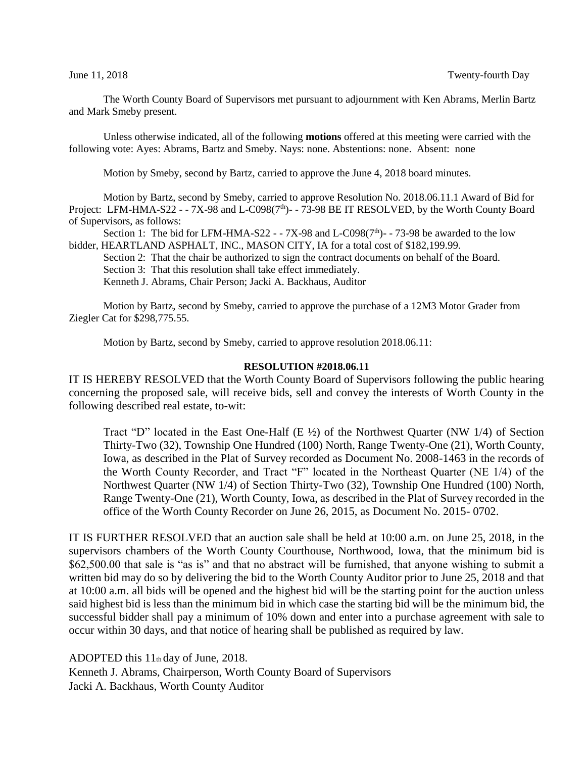June 11, 2018 Twenty-fourth Day

The Worth County Board of Supervisors met pursuant to adjournment with Ken Abrams, Merlin Bartz and Mark Smeby present.

Unless otherwise indicated, all of the following **motions** offered at this meeting were carried with the following vote: Ayes: Abrams, Bartz and Smeby. Nays: none. Abstentions: none. Absent: none

Motion by Smeby, second by Bartz, carried to approve the June 4, 2018 board minutes.

Motion by Bartz, second by Smeby, carried to approve Resolution No. 2018.06.11.1 Award of Bid for Project: LFM-HMA-S22 - - 7X-98 and L-C098(7th)- - 73-98 BE IT RESOLVED, by the Worth County Board of Supervisors, as follows:

Section 1: The bid for LFM-HMA-S22 - - 7X-98 and L-C098(7th)- - 73-98 be awarded to the low bidder, HEARTLAND ASPHALT, INC., MASON CITY, IA for a total cost of $182,199.99.

Section 2: That the chair be authorized to sign the contract documents on behalf of the Board.

Section 3: That this resolution shall take effect immediately.

Kenneth J. Abrams, Chair Person; Jacki A. Backhaus, Auditor

Motion by Bartz, second by Smeby, carried to approve the purchase of a 12M3 Motor Grader from Ziegler Cat for $298,775.55.

Motion by Bartz, second by Smeby, carried to approve resolution 2018.06.11:

**RESOLUTION #2018.06.11**

IT IS HEREBY RESOLVED that the Worth County Board of Supervisors following the public hearing concerning the proposed sale, will receive bids, sell and convey the interests of Worth County in the following described real estate, to-wit:

Tract "D" located in the East One-Half (E ½) of the Northwest Quarter (NW 1/4) of Section Thirty-Two (32), Township One Hundred (100) North, Range Twenty-One (21), Worth County, Iowa, as described in the Plat of Survey recorded as Document No. 2008-1463 in the records of the Worth County Recorder, and Tract "F" located in the Northeast Quarter (NE 1/4) of the Northwest Quarter (NW 1/4) of Section Thirty-Two (32), Township One Hundred (100) North, Range Twenty-One (21), Worth County, Iowa, as described in the Plat of Survey recorded in the office of the Worth County Recorder on June 26, 2015, as Document No. 2015- 0702.

IT IS FURTHER RESOLVED that an auction sale shall be held at 10:00 a.m. on June 25, 2018, in the supervisors chambers of the Worth County Courthouse, Northwood, Iowa, that the minimum bid is $62,500.00 that sale is "as is" and that no abstract will be furnished, that anyone wishing to submit a written bid may do so by delivering the bid to the Worth County Auditor prior to June 25, 2018 and that at 10:00 a.m. all bids will be opened and the highest bid will be the starting point for the auction unless said highest bid is less than the minimum bid in which case the starting bid will be the minimum bid, the successful bidder shall pay a minimum of 10% down and enter into a purchase agreement with sale to occur within 30 days, and that notice of hearing shall be published as required by law.

ADOPTED this 11th day of June, 2018.
Kenneth J. Abrams, Chairperson, Worth County Board of Supervisors
Jacki A. Backhaus, Worth County Auditor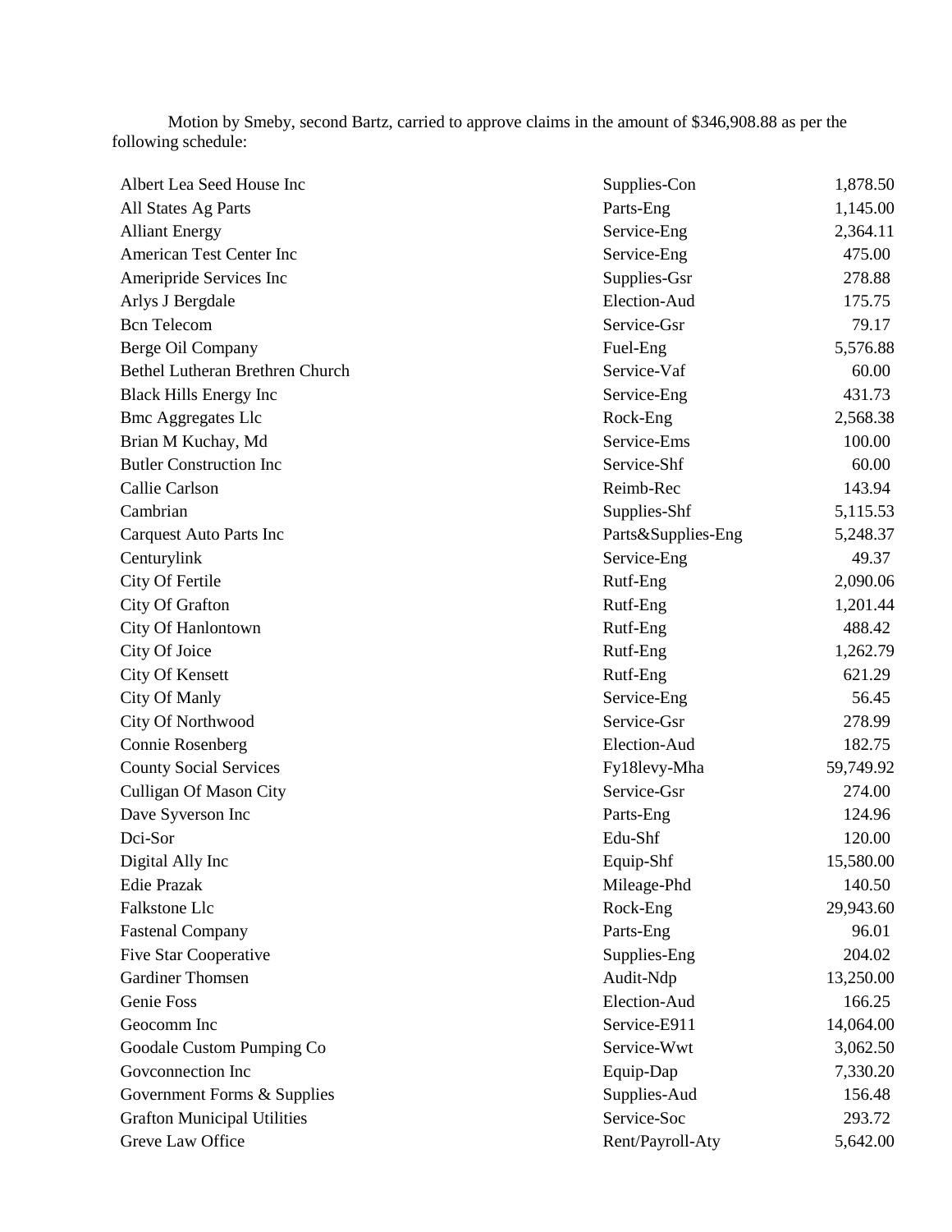Motion by Smeby, second Bartz, carried to approve claims in the amount of $346,908.88 as per the following schedule:

| | | |
|---|---|---|
| Albert Lea Seed House Inc | Supplies-Con | 1,878.50 |
| All States Ag Parts | Parts-Eng | 1,145.00 |
| Alliant Energy | Service-Eng | 2,364.11 |
| American Test Center Inc | Service-Eng | 475.00 |
| Ameripride Services Inc | Supplies-Gsr | 278.88 |
| Arlys J Bergdale | Election-Aud | 175.75 |
| Bcn Telecom | Service-Gsr | 79.17 |
| Berge Oil Company | Fuel-Eng | 5,576.88 |
| Bethel Lutheran Brethren Church | Service-Vaf | 60.00 |
| Black Hills Energy Inc | Service-Eng | 431.73 |
| Bmc Aggregates Llc | Rock-Eng | 2,568.38 |
| Brian M Kuchay, Md | Service-Ems | 100.00 |
| Butler Construction Inc | Service-Shf | 60.00 |
| Callie Carlson | Reimb-Rec | 143.94 |
| Cambrian | Supplies-Shf | 5,115.53 |
| Carquest Auto Parts Inc | Parts&Supplies-Eng | 5,248.37 |
| Centurylink | Service-Eng | 49.37 |
| City Of Fertile | Rutf-Eng | 2,090.06 |
| City Of Grafton | Rutf-Eng | 1,201.44 |
| City Of Hanlontown | Rutf-Eng | 488.42 |
| City Of Joice | Rutf-Eng | 1,262.79 |
| City Of Kensett | Rutf-Eng | 621.29 |
| City Of Manly | Service-Eng | 56.45 |
| City Of Northwood | Service-Gsr | 278.99 |
| Connie Rosenberg | Election-Aud | 182.75 |
| County Social Services | Fy18levy-Mha | 59,749.92 |
| Culligan Of Mason City | Service-Gsr | 274.00 |
| Dave Syverson Inc | Parts-Eng | 124.96 |
| Dci-Sor | Edu-Shf | 120.00 |
| Digital Ally Inc | Equip-Shf | 15,580.00 |
| Edie Prazak | Mileage-Phd | 140.50 |
| Falkstone Llc | Rock-Eng | 29,943.60 |
| Fastenal Company | Parts-Eng | 96.01 |
| Five Star Cooperative | Supplies-Eng | 204.02 |
| Gardiner Thomsen | Audit-Ndp | 13,250.00 |
| Genie Foss | Election-Aud | 166.25 |
| Geocomm Inc | Service-E911 | 14,064.00 |
| Goodale Custom Pumping Co | Service-Wwt | 3,062.50 |
| Govconnection Inc | Equip-Dap | 7,330.20 |
| Government Forms & Supplies | Supplies-Aud | 156.48 |
| Grafton Municipal Utilities | Service-Soc | 293.72 |
| Greve Law Office | Rent/Payroll-Aty | 5,642.00 |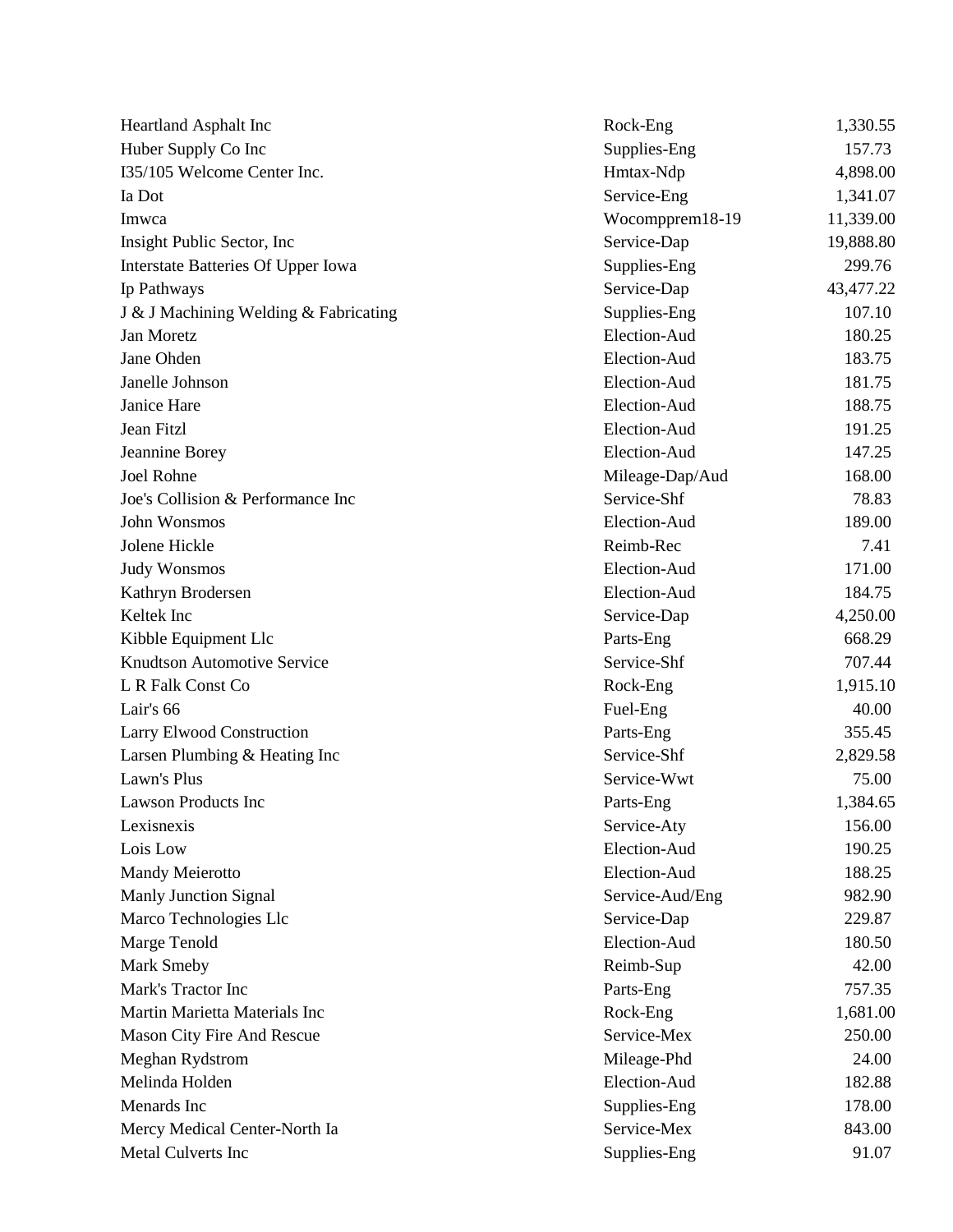| | | |
|---|---|---|
| Heartland Asphalt Inc | Rock-Eng | 1,330.55 |
| Huber Supply Co Inc | Supplies-Eng | 157.73 |
| I35/105 Welcome Center Inc. | Hmtax-Ndp | 4,898.00 |
| Ia Dot | Service-Eng | 1,341.07 |
| Imwca | Wocompprem18-19 | 11,339.00 |
| Insight Public Sector, Inc | Service-Dap | 19,888.80 |
| Interstate Batteries Of Upper Iowa | Supplies-Eng | 299.76 |
| Ip Pathways | Service-Dap | 43,477.22 |
| J & J Machining Welding & Fabricating | Supplies-Eng | 107.10 |
| Jan Moretz | Election-Aud | 180.25 |
| Jane Ohden | Election-Aud | 183.75 |
| Janelle Johnson | Election-Aud | 181.75 |
| Janice Hare | Election-Aud | 188.75 |
| Jean Fitzl | Election-Aud | 191.25 |
| Jeannine Borey | Election-Aud | 147.25 |
| Joel Rohne | Mileage-Dap/Aud | 168.00 |
| Joe's Collision & Performance Inc | Service-Shf | 78.83 |
| John Wonsmos | Election-Aud | 189.00 |
| Jolene Hickle | Reimb-Rec | 7.41 |
| Judy Wonsmos | Election-Aud | 171.00 |
| Kathryn Brodersen | Election-Aud | 184.75 |
| Keltek Inc | Service-Dap | 4,250.00 |
| Kibble Equipment Llc | Parts-Eng | 668.29 |
| Knudtson Automotive Service | Service-Shf | 707.44 |
| L R Falk Const Co | Rock-Eng | 1,915.10 |
| Lair's 66 | Fuel-Eng | 40.00 |
| Larry Elwood Construction | Parts-Eng | 355.45 |
| Larsen Plumbing & Heating Inc | Service-Shf | 2,829.58 |
| Lawn's Plus | Service-Wwt | 75.00 |
| Lawson Products Inc | Parts-Eng | 1,384.65 |
| Lexisnexis | Service-Aty | 156.00 |
| Lois Low | Election-Aud | 190.25 |
| Mandy Meierotto | Election-Aud | 188.25 |
| Manly Junction Signal | Service-Aud/Eng | 982.90 |
| Marco Technologies Llc | Service-Dap | 229.87 |
| Marge Tenold | Election-Aud | 180.50 |
| Mark Smeby | Reimb-Sup | 42.00 |
| Mark's Tractor Inc | Parts-Eng | 757.35 |
| Martin Marietta Materials Inc | Rock-Eng | 1,681.00 |
| Mason City Fire And Rescue | Service-Mex | 250.00 |
| Meghan Rydstrom | Mileage-Phd | 24.00 |
| Melinda Holden | Election-Aud | 182.88 |
| Menards Inc | Supplies-Eng | 178.00 |
| Mercy Medical Center-North Ia | Service-Mex | 843.00 |
| Metal Culverts Inc | Supplies-Eng | 91.07 |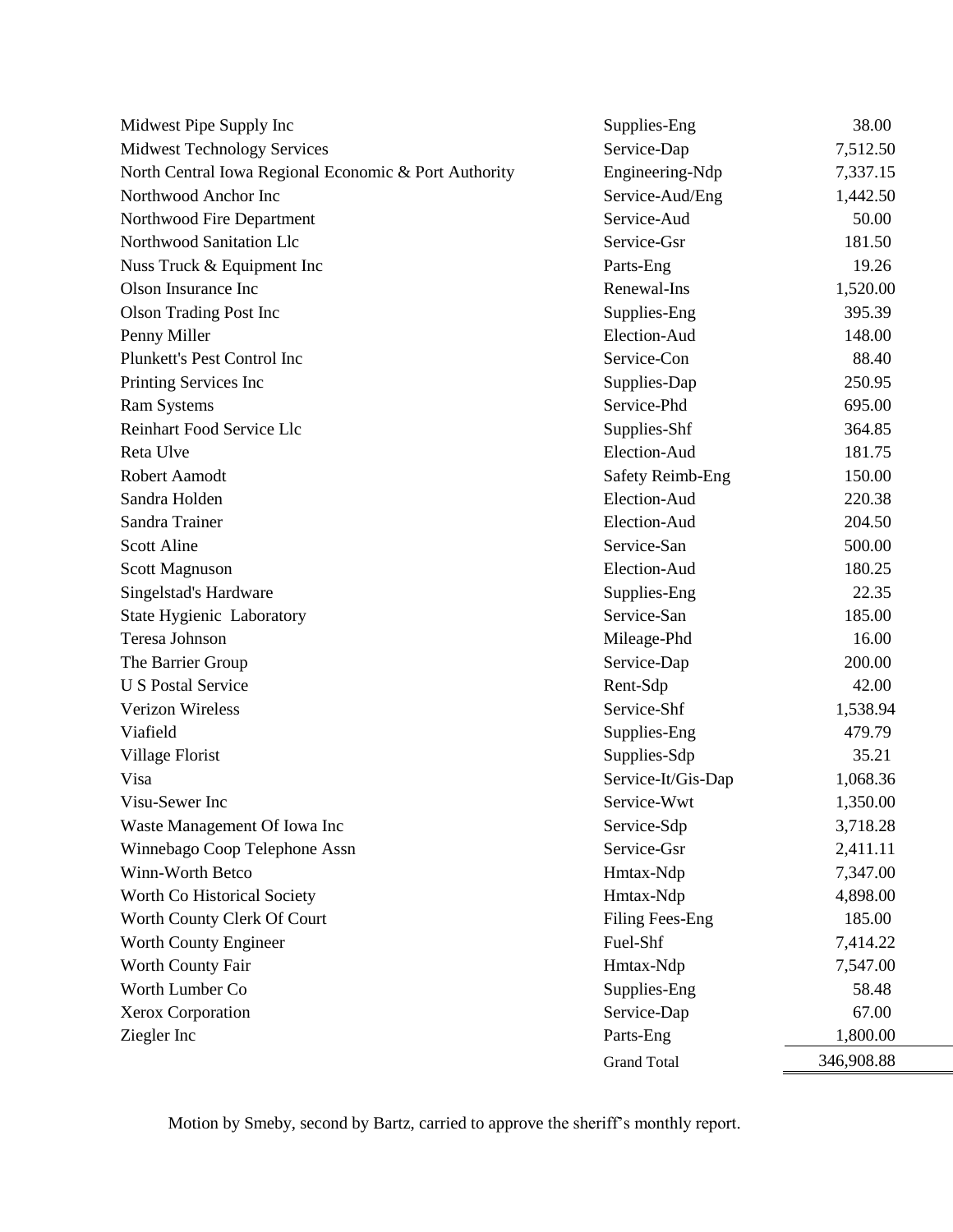| | | |
|---|---|---|
| Midwest Pipe Supply Inc | Supplies-Eng | 38.00 |
| Midwest Technology Services | Service-Dap | 7,512.50 |
| North Central Iowa Regional Economic & Port Authority | Engineering-Ndp | 7,337.15 |
| Northwood Anchor Inc | Service-Aud/Eng | 1,442.50 |
| Northwood Fire Department | Service-Aud | 50.00 |
| Northwood Sanitation Llc | Service-Gsr | 181.50 |
| Nuss Truck & Equipment Inc | Parts-Eng | 19.26 |
| Olson Insurance Inc | Renewal-Ins | 1,520.00 |
| Olson Trading Post Inc | Supplies-Eng | 395.39 |
| Penny Miller | Election-Aud | 148.00 |
| Plunkett's Pest Control Inc | Service-Con | 88.40 |
| Printing Services Inc | Supplies-Dap | 250.95 |
| Ram Systems | Service-Phd | 695.00 |
| Reinhart Food Service Llc | Supplies-Shf | 364.85 |
| Reta Ulve | Election-Aud | 181.75 |
| Robert Aamodt | Safety Reimb-Eng | 150.00 |
| Sandra Holden | Election-Aud | 220.38 |
| Sandra Trainer | Election-Aud | 204.50 |
| Scott Aline | Service-San | 500.00 |
| Scott Magnuson | Election-Aud | 180.25 |
| Singelstad's Hardware | Supplies-Eng | 22.35 |
| State Hygienic Laboratory | Service-San | 185.00 |
| Teresa Johnson | Mileage-Phd | 16.00 |
| The Barrier Group | Service-Dap | 200.00 |
| U S Postal Service | Rent-Sdp | 42.00 |
| Verizon Wireless | Service-Shf | 1,538.94 |
| Viafield | Supplies-Eng | 479.79 |
| Village Florist | Supplies-Sdp | 35.21 |
| Visa | Service-It/Gis-Dap | 1,068.36 |
| Visu-Sewer Inc | Service-Wwt | 1,350.00 |
| Waste Management Of Iowa Inc | Service-Sdp | 3,718.28 |
| Winnebago Coop Telephone Assn | Service-Gsr | 2,411.11 |
| Winn-Worth Betco | Hmtax-Ndp | 7,347.00 |
| Worth Co Historical Society | Hmtax-Ndp | 4,898.00 |
| Worth County Clerk Of Court | Filing Fees-Eng | 185.00 |
| Worth County Engineer | Fuel-Shf | 7,414.22 |
| Worth County Fair | Hmtax-Ndp | 7,547.00 |
| Worth Lumber Co | Supplies-Eng | 58.48 |
| Xerox Corporation | Service-Dap | 67.00 |
| Ziegler Inc | Parts-Eng | 1,800.00 |
| | Grand Total | 346,908.88 |

Motion by Smeby, second by Bartz, carried to approve the sheriff's monthly report.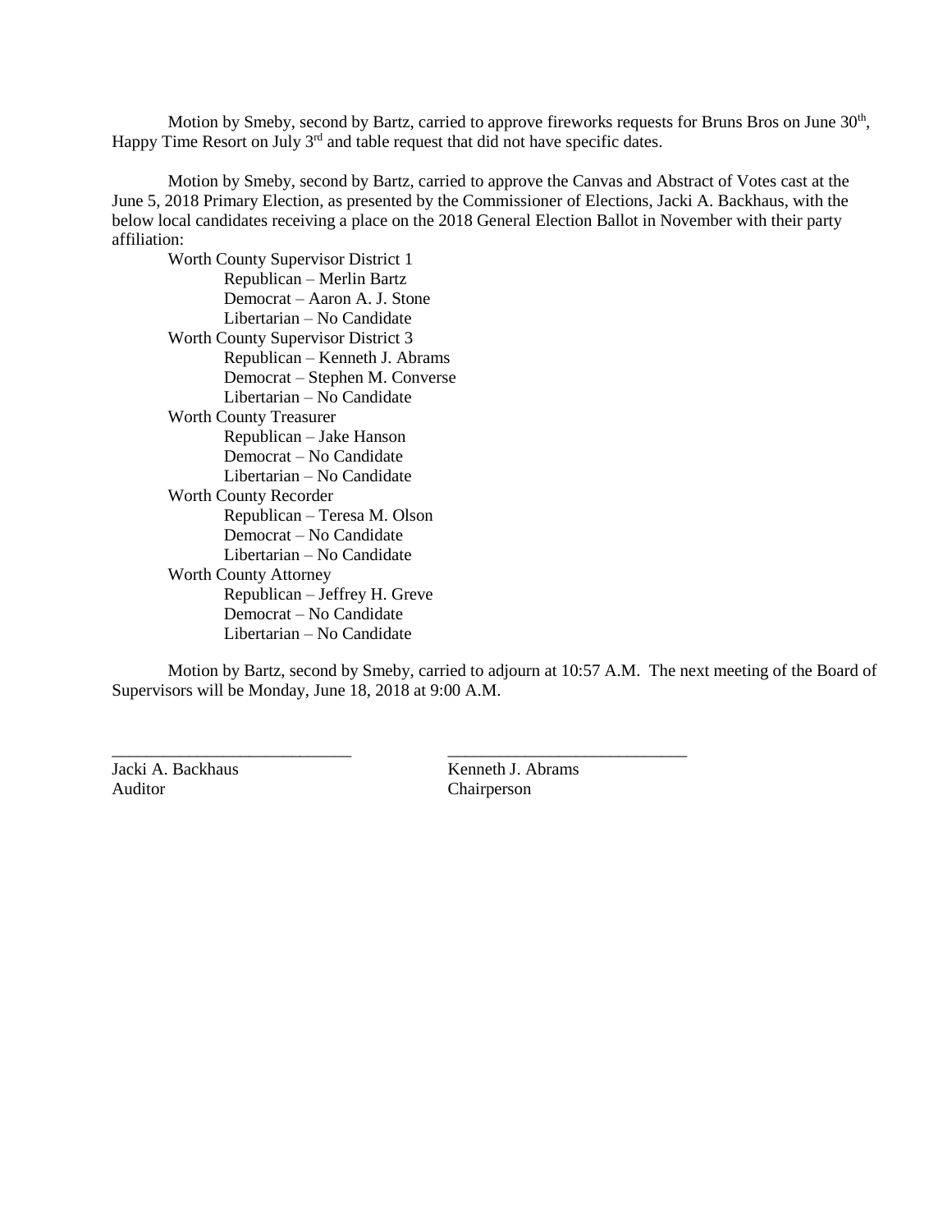Motion by Smeby, second by Bartz, carried to approve fireworks requests for Bruns Bros on June 30th, Happy Time Resort on July 3rd and table request that did not have specific dates.

Motion by Smeby, second by Bartz, carried to approve the Canvas and Abstract of Votes cast at the June 5, 2018 Primary Election, as presented by the Commissioner of Elections, Jacki A. Backhaus, with the below local candidates receiving a place on the 2018 General Election Ballot in November with their party affiliation:

- Worth County Supervisor District 1
  - Republican – Merlin Bartz
  - Democrat – Aaron A. J. Stone
  - Libertarian – No Candidate
- Worth County Supervisor District 3
  - Republican – Kenneth J. Abrams
  - Democrat – Stephen M. Converse
  - Libertarian – No Candidate
- Worth County Treasurer
  - Republican – Jake Hanson
  - Democrat – No Candidate
  - Libertarian – No Candidate
- Worth County Recorder
  - Republican – Teresa M. Olson
  - Democrat – No Candidate
  - Libertarian – No Candidate
- Worth County Attorney
  - Republican – Jeffrey H. Greve
  - Democrat – No Candidate
  - Libertarian – No Candidate

Motion by Bartz, second by Smeby, carried to adjourn at 10:57 A.M. The next meeting of the Board of Supervisors will be Monday, June 18, 2018 at 9:00 A.M.

| | |
|---|---|
| ____________________________ | ____________________________ |
| Jacki A. Backhaus | Kenneth J. Abrams |
| Auditor | Chairperson |